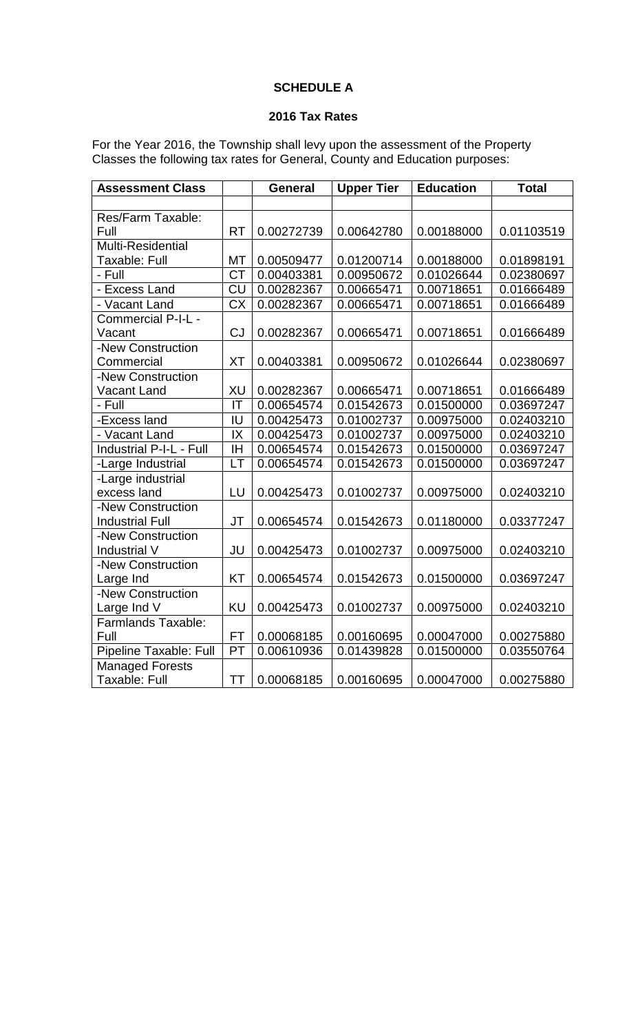**SCHEDULE A**

**2016 Tax Rates**

For the Year 2016, the Township shall levy upon the assessment of the Property Classes the following tax rates for General, County and Education purposes:

| Assessment Class | | General | Upper Tier | Education | Total |
|---|---|---|---|---|---|
| | | | | | |
| Res/Farm Taxable: Full | RT | 0.00272739 | 0.00642780 | 0.00188000 | 0.01103519 |
| Multi-Residential Taxable: Full | MT | 0.00509477 | 0.01200714 | 0.00188000 | 0.01898191 |
| - Full | CT | 0.00403381 | 0.00950672 | 0.01026644 | 0.02380697 |
| - Excess Land | CU | 0.00282367 | 0.00665471 | 0.00718651 | 0.01666489 |
| - Vacant Land | CX | 0.00282367 | 0.00665471 | 0.00718651 | 0.01666489 |
| Commercial P-I-L - Vacant | CJ | 0.00282367 | 0.00665471 | 0.00718651 | 0.01666489 |
| -New Construction Commercial | XT | 0.00403381 | 0.00950672 | 0.01026644 | 0.02380697 |
| -New Construction Vacant Land | XU | 0.00282367 | 0.00665471 | 0.00718651 | 0.01666489 |
| - Full | IT | 0.00654574 | 0.01542673 | 0.01500000 | 0.03697247 |
| -Excess land | IU | 0.00425473 | 0.01002737 | 0.00975000 | 0.02403210 |
| - Vacant Land | IX | 0.00425473 | 0.01002737 | 0.00975000 | 0.02403210 |
| Industrial P-I-L - Full | IH | 0.00654574 | 0.01542673 | 0.01500000 | 0.03697247 |
| -Large Industrial | LT | 0.00654574 | 0.01542673 | 0.01500000 | 0.03697247 |
| -Large industrial excess land | LU | 0.00425473 | 0.01002737 | 0.00975000 | 0.02403210 |
| -New Construction Industrial Full | JT | 0.00654574 | 0.01542673 | 0.01180000 | 0.03377247 |
| -New Construction Industrial V | JU | 0.00425473 | 0.01002737 | 0.00975000 | 0.02403210 |
| -New Construction Large Ind | KT | 0.00654574 | 0.01542673 | 0.01500000 | 0.03697247 |
| -New Construction Large Ind V | KU | 0.00425473 | 0.01002737 | 0.00975000 | 0.02403210 |
| Farmlands Taxable: Full | FT | 0.00068185 | 0.00160695 | 0.00047000 | 0.00275880 |
| Pipeline Taxable: Full | PT | 0.00610936 | 0.01439828 | 0.01500000 | 0.03550764 |
| Managed Forests Taxable: Full | TT | 0.00068185 | 0.00160695 | 0.00047000 | 0.00275880 |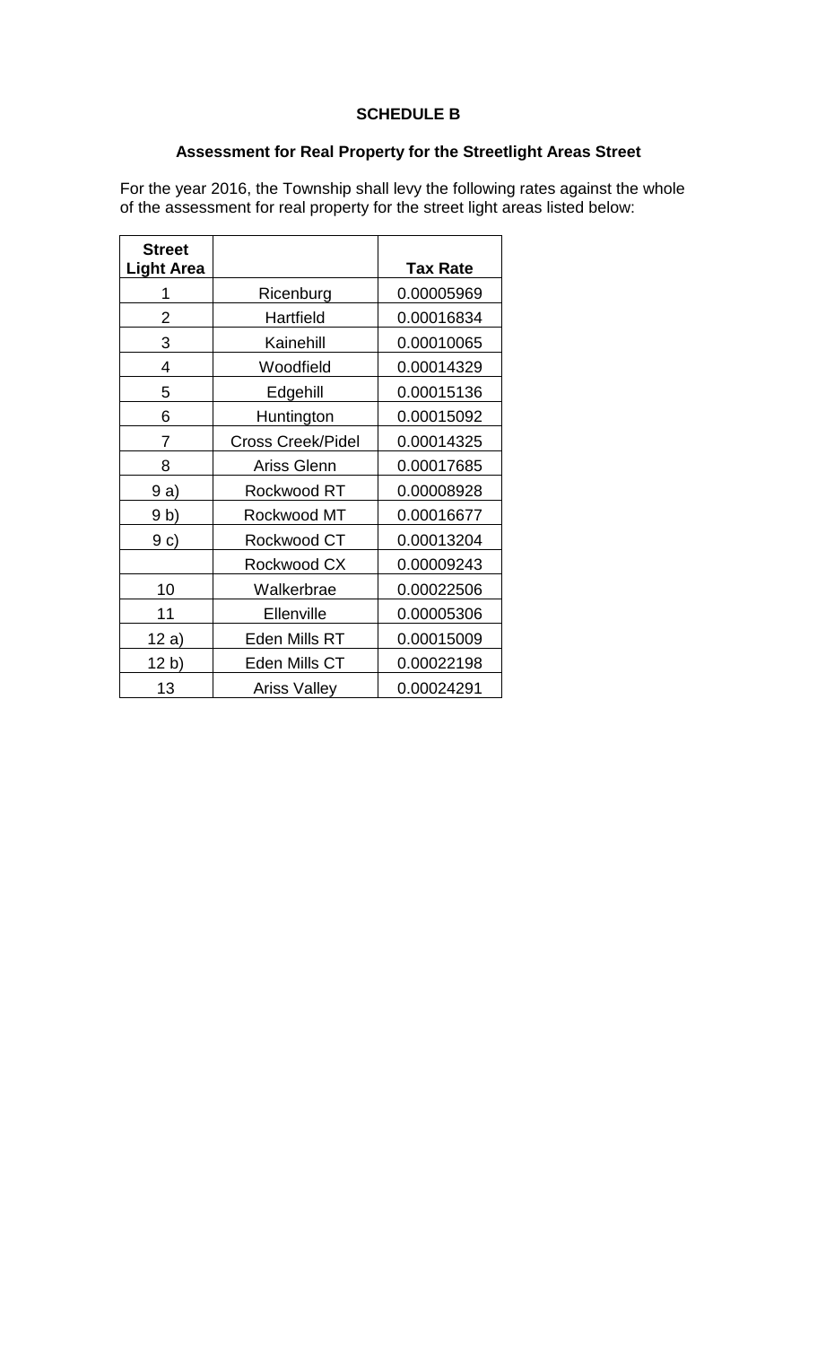## SCHEDULE B

### Assessment for Real Property for the Streetlight Areas Street

For the year 2016, the Township shall levy the following rates against the whole of the assessment for real property for the street light areas listed below:

| Street Light Area | | Tax Rate |
|---|---|---|
| 1 | Ricenburg | 0.00005969 |
| 2 | Hartfield | 0.00016834 |
| 3 | Kainehill | 0.00010065 |
| 4 | Woodfield | 0.00014329 |
| 5 | Edgehill | 0.00015136 |
| 6 | Huntington | 0.00015092 |
| 7 | Cross Creek/Pidel | 0.00014325 |
| 8 | Ariss Glenn | 0.00017685 |
| 9 a) | Rockwood RT | 0.00008928 |
| 9 b) | Rockwood MT | 0.00016677 |
| 9 c) | Rockwood CT | 0.00013204 |
| | Rockwood CX | 0.00009243 |
| 10 | Walkerbrae | 0.00022506 |
| 11 | Ellenville | 0.00005306 |
| 12 a) | Eden Mills RT | 0.00015009 |
| 12 b) | Eden Mills CT | 0.00022198 |
| 13 | Ariss Valley | 0.00024291 |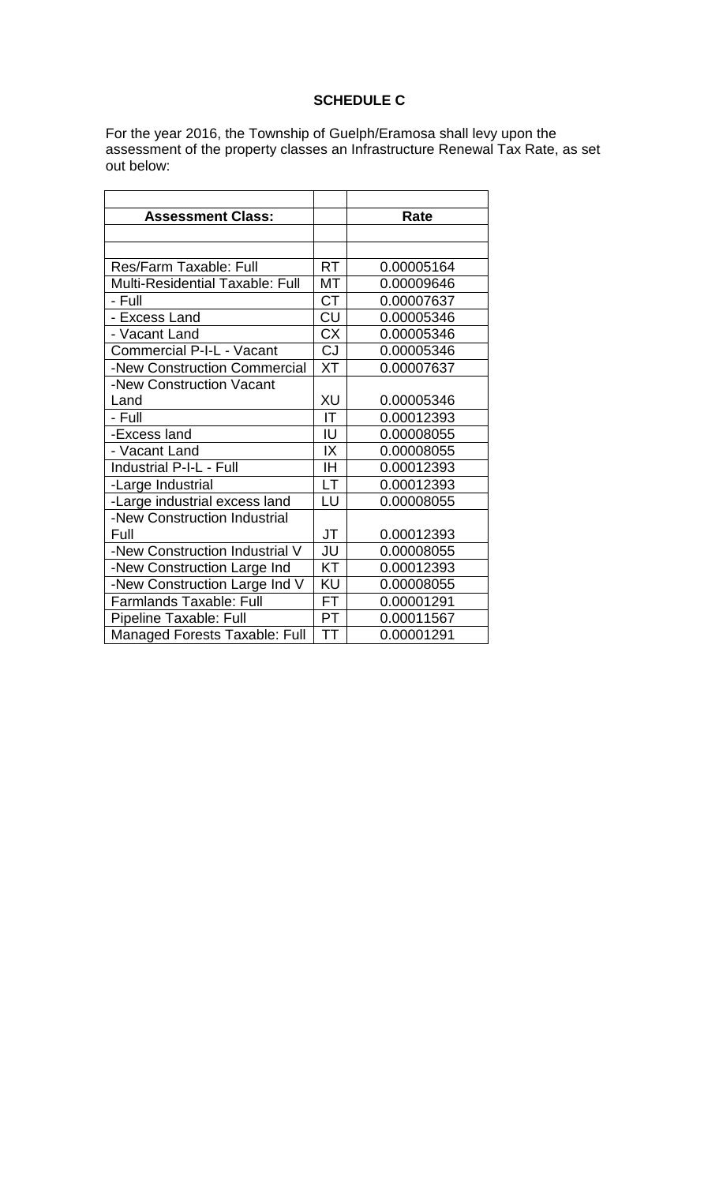**SCHEDULE C**

For the year 2016, the Township of Guelph/Eramosa shall levy upon the assessment of the property classes an Infrastructure Renewal Tax Rate, as set out below:

| Assessment Class: | | Rate |
|---|---|---|
| Res/Farm Taxable: Full | RT | 0.00005164 |
| Multi-Residential Taxable: Full | MT | 0.00009646 |
| - Full | CT | 0.00007637 |
| - Excess Land | CU | 0.00005346 |
| - Vacant Land | CX | 0.00005346 |
| Commercial P-I-L - Vacant | CJ | 0.00005346 |
| -New Construction Commercial | XT | 0.00007637 |
| -New Construction Vacant Land | XU | 0.00005346 |
| - Full | IT | 0.00012393 |
| -Excess land | IU | 0.00008055 |
| - Vacant Land | IX | 0.00008055 |
| Industrial P-I-L - Full | IH | 0.00012393 |
| -Large Industrial | LT | 0.00012393 |
| -Large industrial excess land | LU | 0.00008055 |
| -New Construction Industrial Full | JT | 0.00012393 |
| -New Construction Industrial V | JU | 0.00008055 |
| -New Construction Large Ind | KT | 0.00012393 |
| -New Construction Large Ind V | KU | 0.00008055 |
| Farmlands Taxable: Full | FT | 0.00001291 |
| Pipeline Taxable: Full | PT | 0.00011567 |
| Managed Forests Taxable: Full | TT | 0.00001291 |